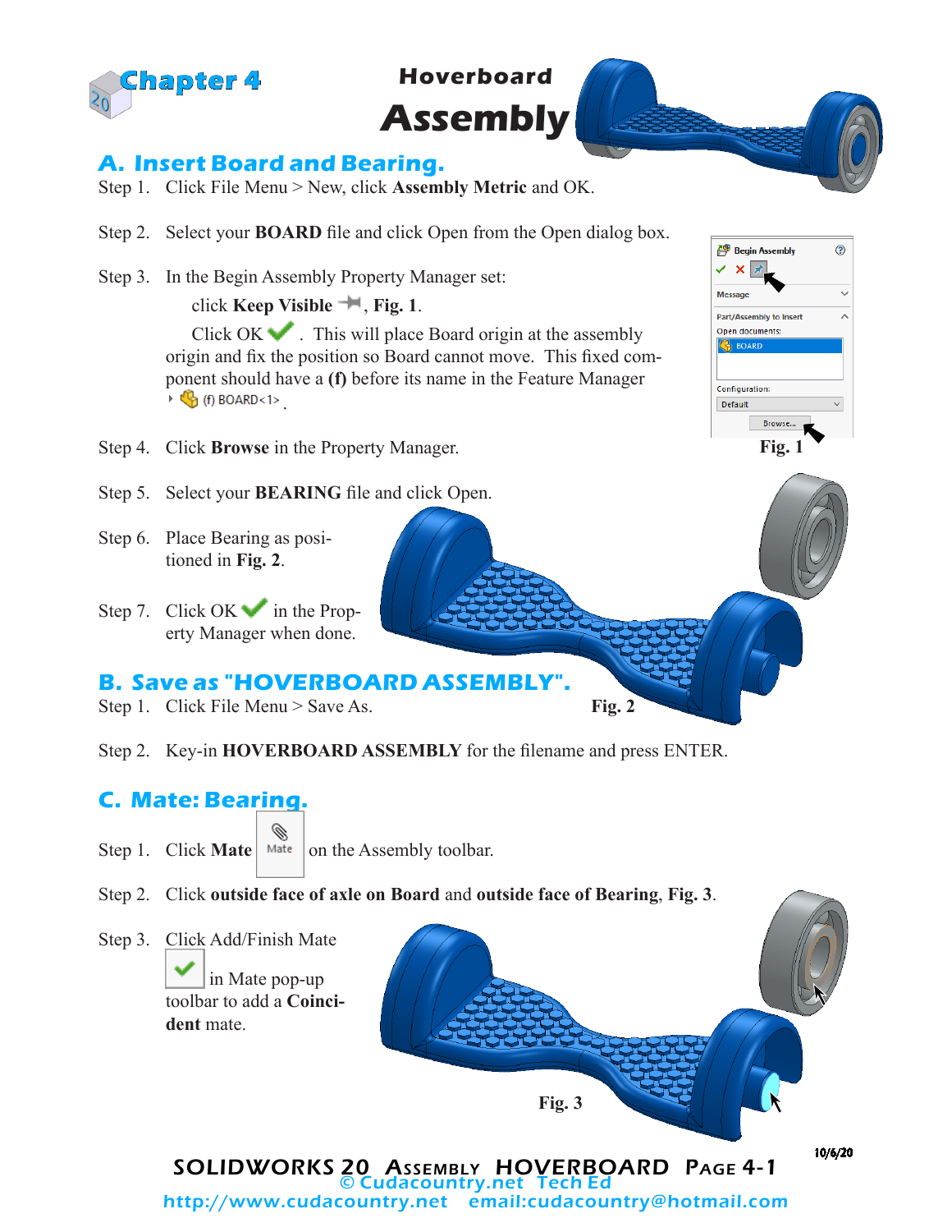# Chapter 4

## Hoverboard Assembly

### A. Insert Board and Bearing.

Step 1. Click File Menu > New, click **Assembly Metric** and OK.

Step 2. Select your **BOARD** file and click Open from the Open dialog box.

Step 3. In the Begin Assembly Property Manager set:

click **Keep Visible**, **Fig. 1**.

Click OK. This will place Board origin at the assembly origin and fix the position so Board cannot move. This fixed component should have a **(f)** before its name in the Feature Manager (f) BOARD<1>.

Step 4. Click **Browse** in the Property Manager.

**Fig. 1**

Step 5. Select your **BEARING** file and click Open.

Step 6. Place Bearing as positioned in **Fig. 2**.

Step 7. Click OK in the Property Manager when done.

**Fig. 2**

### B. Save as "HOVERBOARD ASSEMBLY".

Step 1. Click File Menu > Save As.

Step 2. Key-in **HOVERBOARD ASSEMBLY** for the filename and press ENTER.

### C. Mate: Bearing.

Step 1. Click **Mate** on the Assembly toolbar.

Step 2. Click **outside face of axle on Board** and **outside face of Bearing**, **Fig. 3**.

Step 3. Click Add/Finish Mate in Mate pop-up toolbar to add a **Coincident** mate.

**Fig. 3**

10/6/20

SOLIDWORKS 20 Assembly HOVERBOARD Page 4-1

© Cudacountry.net Tech Ed

http://www.cudacountry.net email:cudacountry@hotmail.com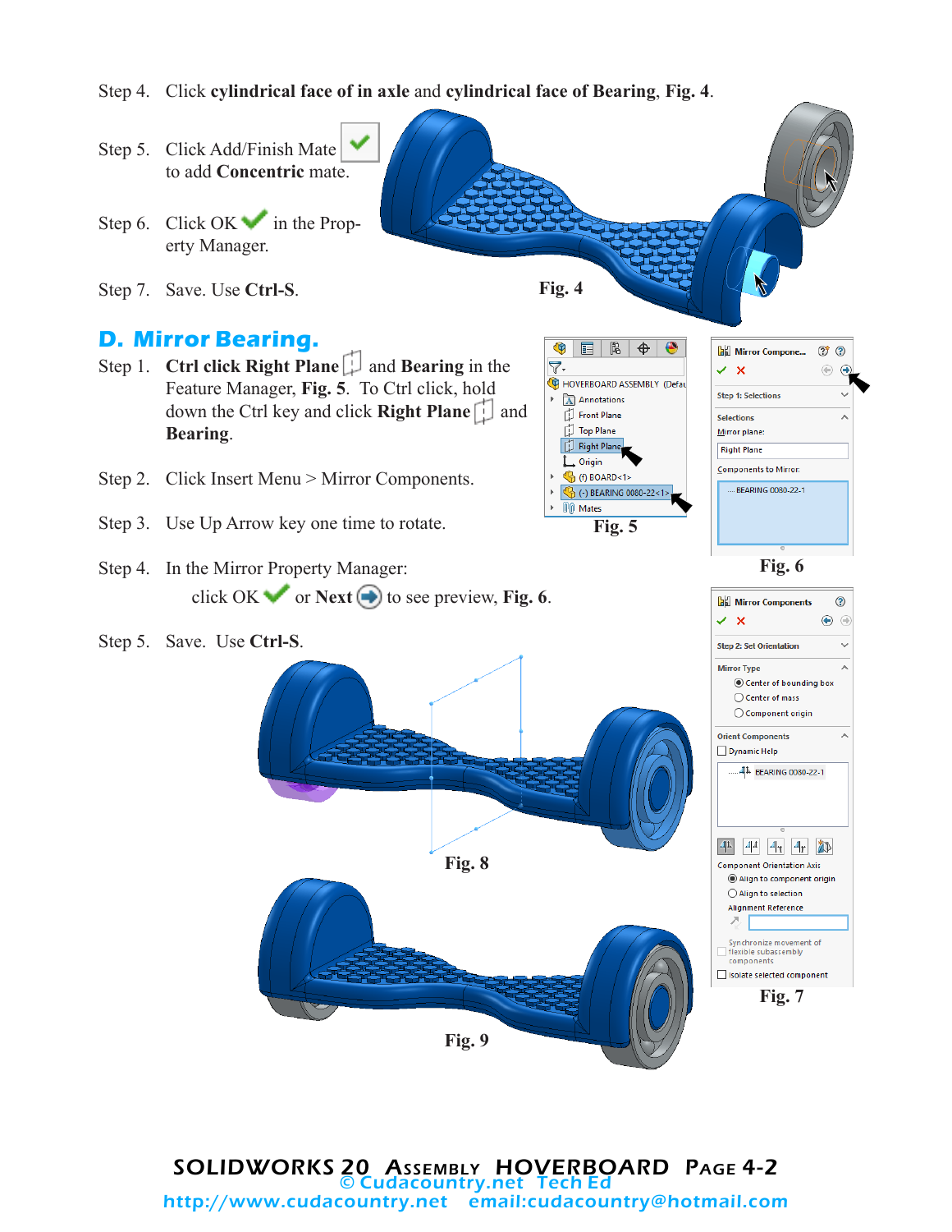Step 4. Click **cylindrical face of in axle** and **cylindrical face of Bearing**, **Fig. 4**.

Step 5. Click Add/Finish Mate to add **Concentric** mate.

Step 6. Click OK in the Property Manager.

Step 7. Save. Use **Ctrl-S**.

Fig. 4

## D. Mirror Bearing.

Step 1. **Ctrl click Right Plane** and **Bearing** in the Feature Manager, **Fig. 5**. To Ctrl click, hold down the Ctrl key and click **Right Plane** and **Bearing**.

Step 2. Click Insert Menu > Mirror Components.

Step 3. Use Up Arrow key one time to rotate.

Step 4. In the Mirror Property Manager:
click OK or **Next** to see preview, **Fig. 6**.

Step 5. Save. Use **Ctrl-S**.

Fig. 5

Fig. 6

Fig. 7

Fig. 8

Fig. 9